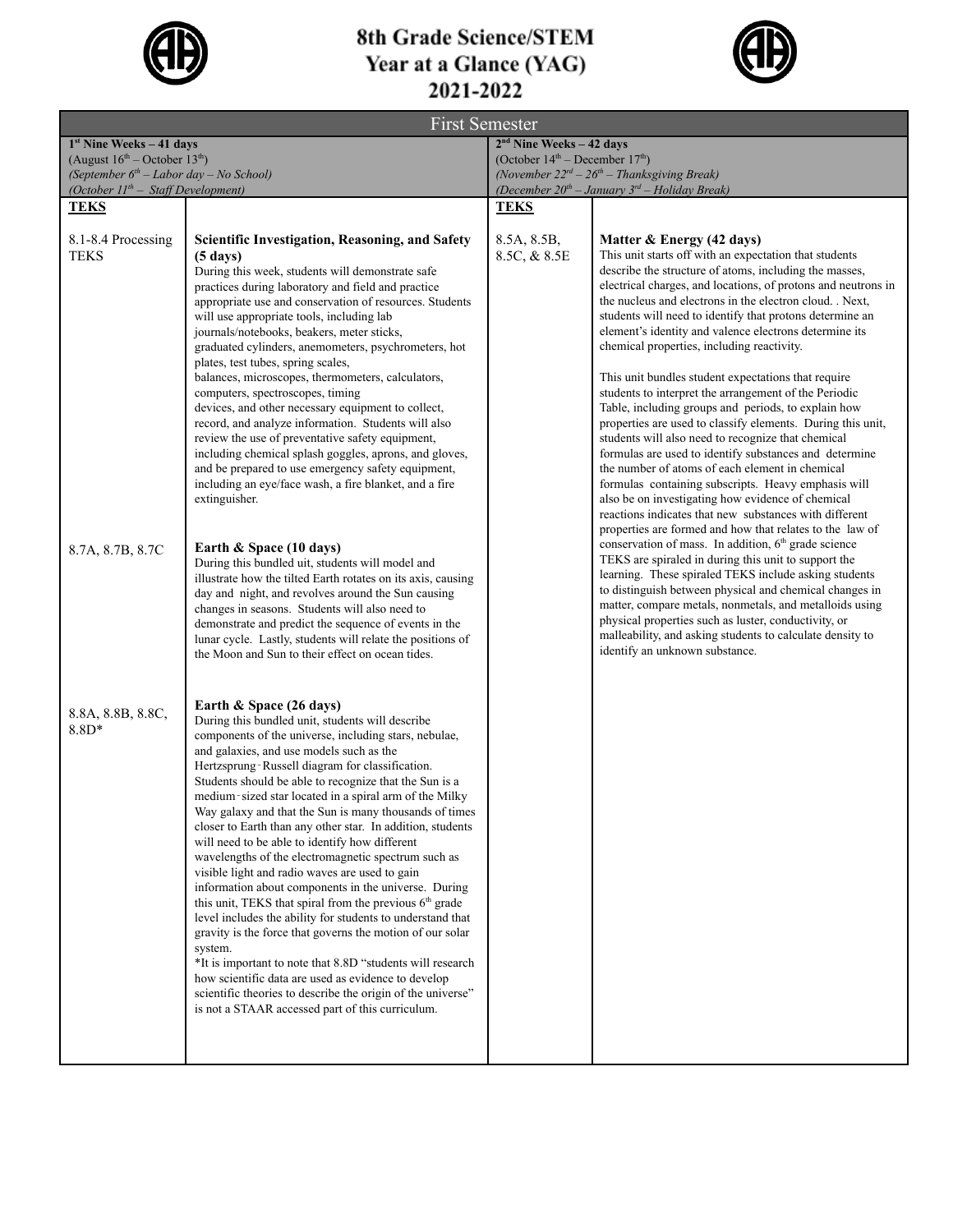# 8th Grade Science/STEM Year at a Glance (YAG) 2021-2022

## First Semester

| **1st Nine Weeks – 41 days** (August 16th – October 13th) *(September 6th – Labor day – No School)* *(October 11th – Staff Development)* | | **2nd Nine Weeks – 42 days** (October 14th – December 17th) *(November 22nd – 26th – Thanksgiving Break)* *(December 20th – January 3rd – Holiday Break)* | |
|---|---|---|---|
| **TEKS** | | **TEKS** | |
| 8.1-8.4 Processing TEKS | **Scientific Investigation, Reasoning, and Safety (5 days)** During this week, students will demonstrate safe practices during laboratory and field and practice appropriate use and conservation of resources. Students will use appropriate tools, including lab journals/notebooks, beakers, meter sticks, graduated cylinders, anemometers, psychrometers, hot plates, test tubes, spring scales, balances, microscopes, thermometers, calculators, computers, spectroscopes, timing devices, and other necessary equipment to collect, record, and analyze information. Students will also review the use of preventative safety equipment, including chemical splash goggles, aprons, and gloves, and be prepared to use emergency safety equipment, including an eye/face wash, a fire blanket, and a fire extinguisher. | 8.5A, 8.5B, 8.5C, & 8.5E | **Matter & Energy (42 days)** This unit starts off with an expectation that students describe the structure of atoms, including the masses, electrical charges, and locations, of protons and neutrons in the nucleus and electrons in the electron cloud. . Next, students will need to identify that protons determine an element's identity and valence electrons determine its chemical properties, including reactivity. This unit bundles student expectations that require students to interpret the arrangement of the Periodic Table, including groups and periods, to explain how properties are used to classify elements. During this unit, students will also need to recognize that chemical formulas are used to identify substances and determine the number of atoms of each element in chemical formulas containing subscripts. Heavy emphasis will also be on investigating how evidence of chemical reactions indicates that new substances with different properties are formed and how that relates to the law of conservation of mass. In addition, 6th grade science TEKS are spiraled in during this unit to support the learning. These spiraled TEKS include asking students to distinguish between physical and chemical changes in matter, compare metals, nonmetals, and metalloids using physical properties such as luster, conductivity, or malleability, and asking students to calculate density to identify an unknown substance. |
| 8.7A, 8.7B, 8.7C | **Earth & Space (10 days)** During this bundled uit, students will model and illustrate how the tilted Earth rotates on its axis, causing day and night, and revolves around the Sun causing changes in seasons. Students will also need to demonstrate and predict the sequence of events in the lunar cycle. Lastly, students will relate the positions of the Moon and Sun to their effect on ocean tides. | | |
| 8.8A, 8.8B, 8.8C, 8.8D* | **Earth & Space (26 days)** During this bundled unit, students will describe components of the universe, including stars, nebulae, and galaxies, and use models such as the Hertzsprung-Russell diagram for classification. Students should be able to recognize that the Sun is a medium-sized star located in a spiral arm of the Milky Way galaxy and that the Sun is many thousands of times closer to Earth than any other star. In addition, students will need to be able to identify how different wavelengths of the electromagnetic spectrum such as visible light and radio waves are used to gain information about components in the universe. During this unit, TEKS that spiral from the previous 6th grade level includes the ability for students to understand that gravity is the force that governs the motion of our solar system. *It is important to note that 8.8D "students will research how scientific data are used as evidence to develop scientific theories to describe the origin of the universe" is not a STAAR accessed part of this curriculum. | | |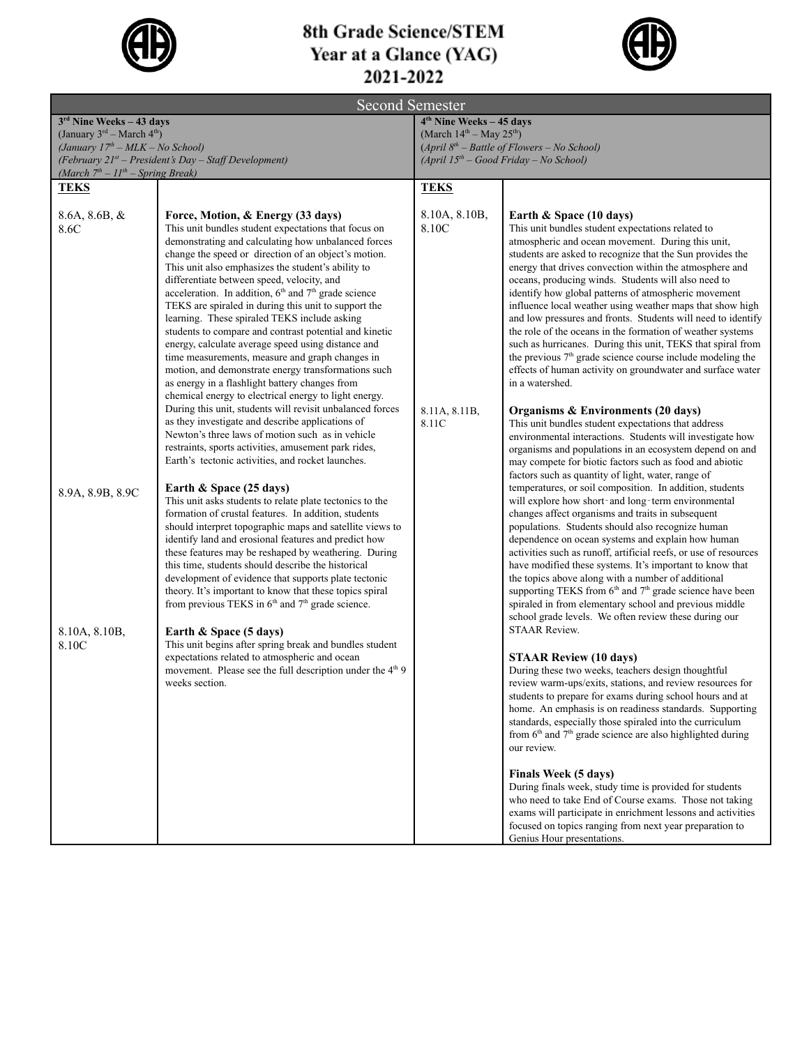# 8th Grade Science/STEM Year at a Glance (YAG) 2021-2022

| Second Semester | | | |
|---|---|---|---|
| **3rd Nine Weeks – 43 days** (January 3rd – March 4th) *(January 17th – MLK – No School)* *(February 21st – President's Day – Staff Development)* *(March 7th – 11th – Spring Break)* | | **4th Nine Weeks – 45 days** (March 14th – May 25th) *(April 8th – Battle of Flowers – No School)* *(April 15th – Good Friday – No School)* | |
| **TEKS** | | **TEKS** | |
| 8.6A, 8.6B, & 8.6C | **Force, Motion, & Energy (33 days)** This unit bundles student expectations that focus on demonstrating and calculating how unbalanced forces change the speed or direction of an object's motion. This unit also emphasizes the student's ability to differentiate between speed, velocity, and acceleration. In addition, 6th and 7th grade science TEKS are spiraled in during this unit to support the learning. These spiraled TEKS include asking students to compare and contrast potential and kinetic energy, calculate average speed using distance and time measurements, measure and graph changes in motion, and demonstrate energy transformations such as energy in a flashlight battery changes from chemical energy to electrical energy to light energy. During this unit, students will revisit unbalanced forces as they investigate and describe applications of Newton's three laws of motion such as in vehicle restraints, sports activities, amusement park rides, Earth's tectonic activities, and rocket launches. | 8.10A, 8.10B, 8.10C | **Earth & Space (10 days)** This unit bundles student expectations related to atmospheric and ocean movement. During this unit, students are asked to recognize that the Sun provides the energy that drives convection within the atmosphere and oceans, producing winds. Students will also need to identify how global patterns of atmospheric movement influence local weather using weather maps that show high and low pressures and fronts. Students will need to identify the role of the oceans in the formation of weather systems such as hurricanes. During this unit, TEKS that spiral from the previous 7th grade science course include modeling the effects of human activity on groundwater and surface water in a watershed. |
| 8.9A, 8.9B, 8.9C | **Earth & Space (25 days)** This unit asks students to relate plate tectonics to the formation of crustal features. In addition, students should interpret topographic maps and satellite views to identify land and erosional features and predict how these features may be reshaped by weathering. During this time, students should describe the historical development of evidence that supports plate tectonic theory. It's important to know that these topics spiral from previous TEKS in 6th and 7th grade science. | 8.11A, 8.11B, 8.11C | **Organisms & Environments (20 days)** This unit bundles student expectations that address environmental interactions. Students will investigate how organisms and populations in an ecosystem depend on and may compete for biotic factors such as food and abiotic factors such as quantity of light, water, range of temperatures, or soil composition. In addition, students will explore how short-term and long-term environmental changes affect organisms and traits in subsequent populations. Students should also recognize human dependence on ocean systems and explain how human activities such as runoff, artificial reefs, or use of resources have modified these systems. It's important to know that the topics above along with a number of additional supporting TEKS from 6th and 7th grade science have been spiraled in from elementary school and previous middle school grade levels. We often review these during our STAAR Review. |
| 8.10A, 8.10B, 8.10C | **Earth & Space (5 days)** This unit begins after spring break and bundles student expectations related to atmospheric and ocean movement. Please see the full description under the 4th 9 weeks section. | | **STAAR Review (10 days)** During these two weeks, teachers design thoughtful review warm-ups/exits, stations, and review resources for students to prepare for exams during school hours and at home. An emphasis is on readiness standards. Supporting standards, especially those spiraled into the curriculum from 6th and 7th grade science are also highlighted during our review. |
| | | | **Finals Week (5 days)** During finals week, study time is provided for students who need to take End of Course exams. Those not taking exams will participate in enrichment lessons and activities focused on topics ranging from next year preparation to Genius Hour presentations. |